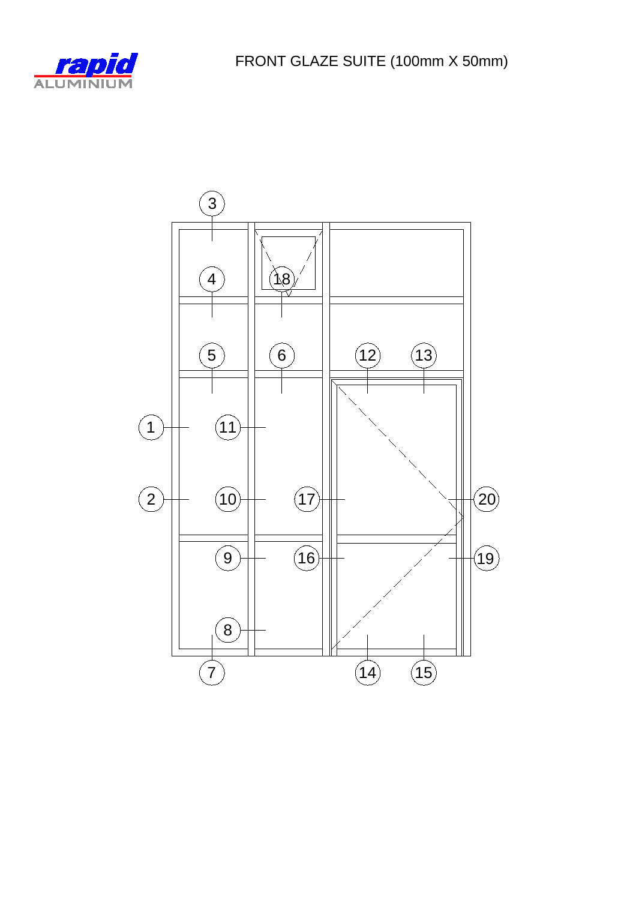rapid ALUMINIUM

# FRONT GLAZE SUITE (100mm X 50mm)

3

4 18

5 6 12 13

1 11

2 10 17 20

9 16 19

8

7 14 15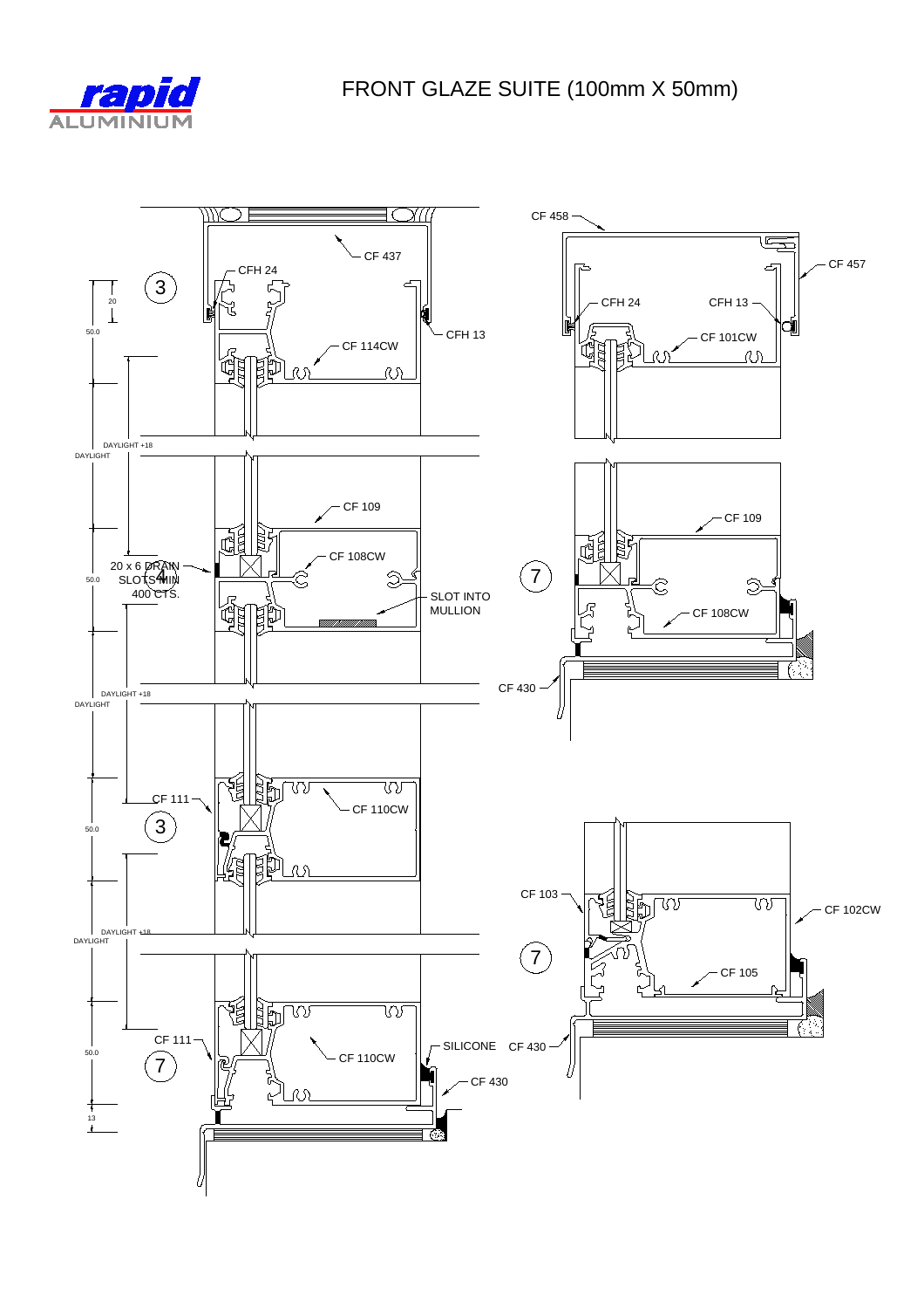# FRONT GLAZE SUITE (100mm X 50mm)

CF 437

CFH 24

CFH 13

CF 114CW

3

20

50.0

DAYLIGHT +18

DAYLIGHT

CF 109

CF 108CW

20 x 6 DRAIN SLOTS MIN 400 CTS.

4

50.0

SLOT INTO MULLION

DAYLIGHT +18

DAYLIGHT

CF 111

CF 110CW

3

50.0

DAYLIGHT +18

DAYLIGHT

CF 111

SILICONE

CF 110CW

CF 430

7

50.0

13

CF 458

CF 457

CFH 24

CFH 13

CF 101CW

CF 109

7

CF 108CW

CF 430

CF 103

CF 102CW

7

CF 105

CF 430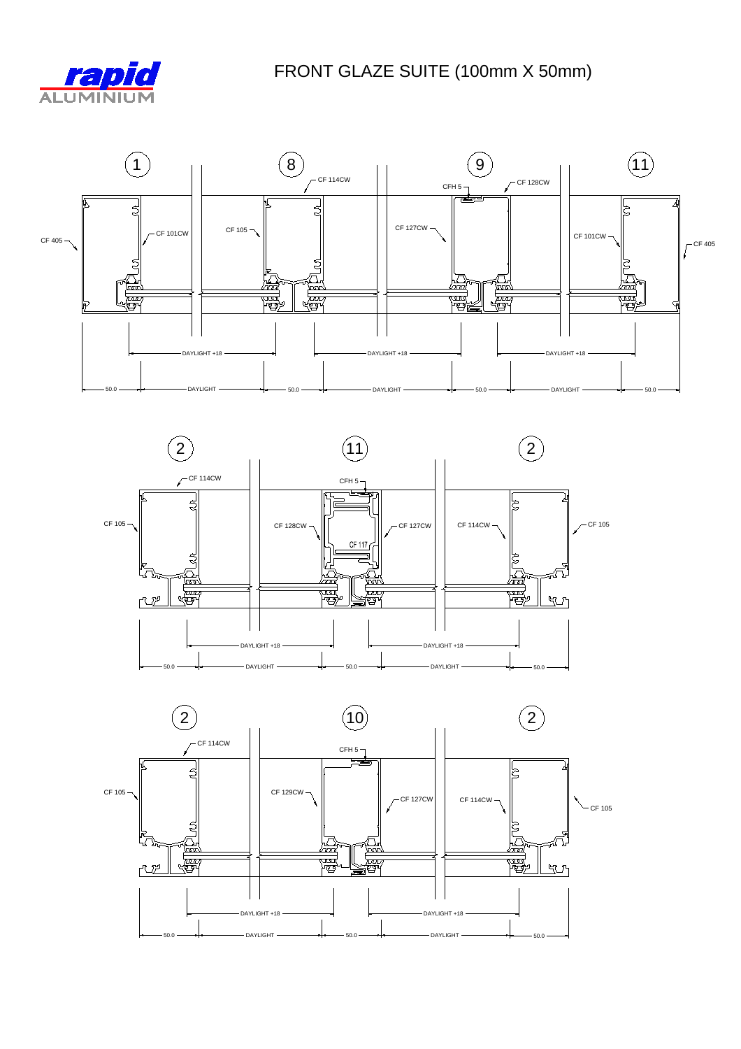# FRONT GLAZE SUITE (100mm X 50mm)

1 8 9 11

CF 114CW
CFH 5
CF 128CW
CF 405
CF 101CW
CF 105
CF 127CW
CF 101CW
CF 405

DAYLIGHT +18
DAYLIGHT +18
DAYLIGHT +18

50.0 DAYLIGHT 50.0 DAYLIGHT 50.0 DAYLIGHT 50.0

2 11 2

CF 114CW
CFH 5
CF 105
CF 128CW
CF 127CW
CF 114CW
CF 105
CF 117

DAYLIGHT +18
DAYLIGHT +18

50.0 DAYLIGHT 50.0 DAYLIGHT 50.0

2 10 2

CF 114CW
CFH 5
CF 105
CF 129CW
CF 127CW
CF 114CW
CF 105

DAYLIGHT +18
DAYLIGHT +18

50.0 DAYLIGHT 50.0 DAYLIGHT 50.0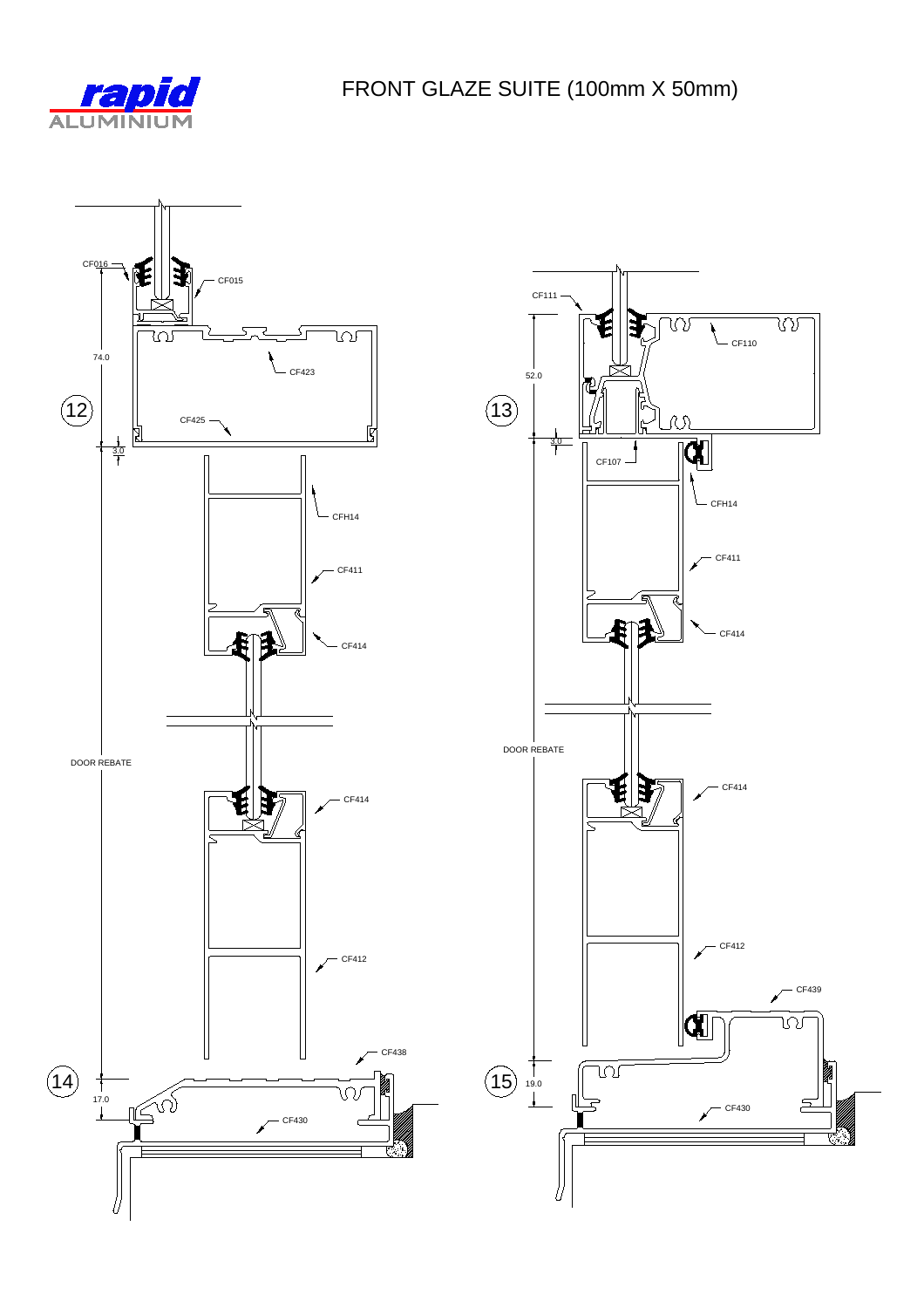# FRONT GLAZE SUITE (100mm X 50mm)

CF016

CF015

74.0

CF423

12

CF425

3.0

CFH14

CF411

CF414

DOOR REBATE

CF414

CF412

CF438

14

17.0

CF430

CF111

CF110

52.0

13

3.0

CF107

CFH14

CF411

CF414

DOOR REBATE

CF414

CF412

CF439

15

19.0

CF430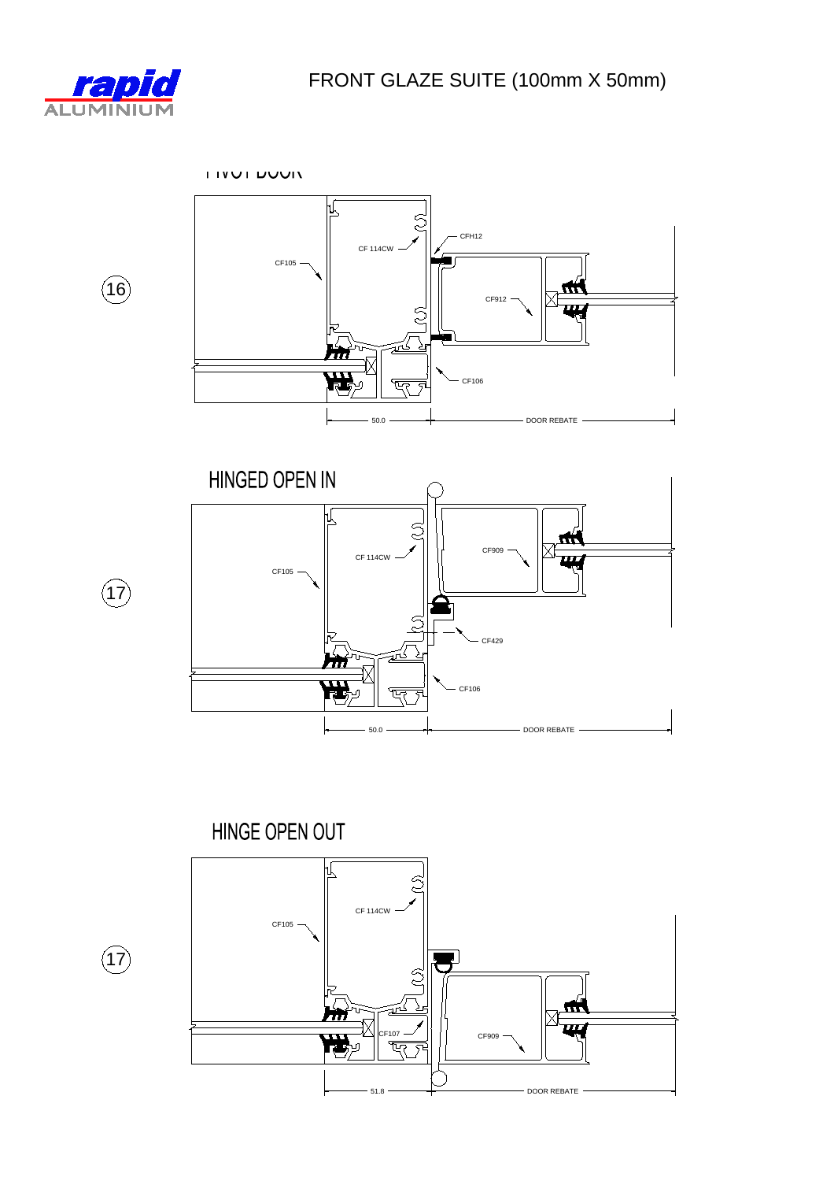# FRONT GLAZE SUITE (100mm X 50mm)

## PIVOT DOOR

(16)

CFH12

CF 114CW

CF105

CF912

CF106

50.0

DOOR REBATE

## HINGED OPEN IN

(17)

CF 114CW

CF909

CF105

CF429

CF106

50.0

DOOR REBATE

## HINGE OPEN OUT

(17)

CF 114CW

CF105

CF107

CF909

51.8

DOOR REBATE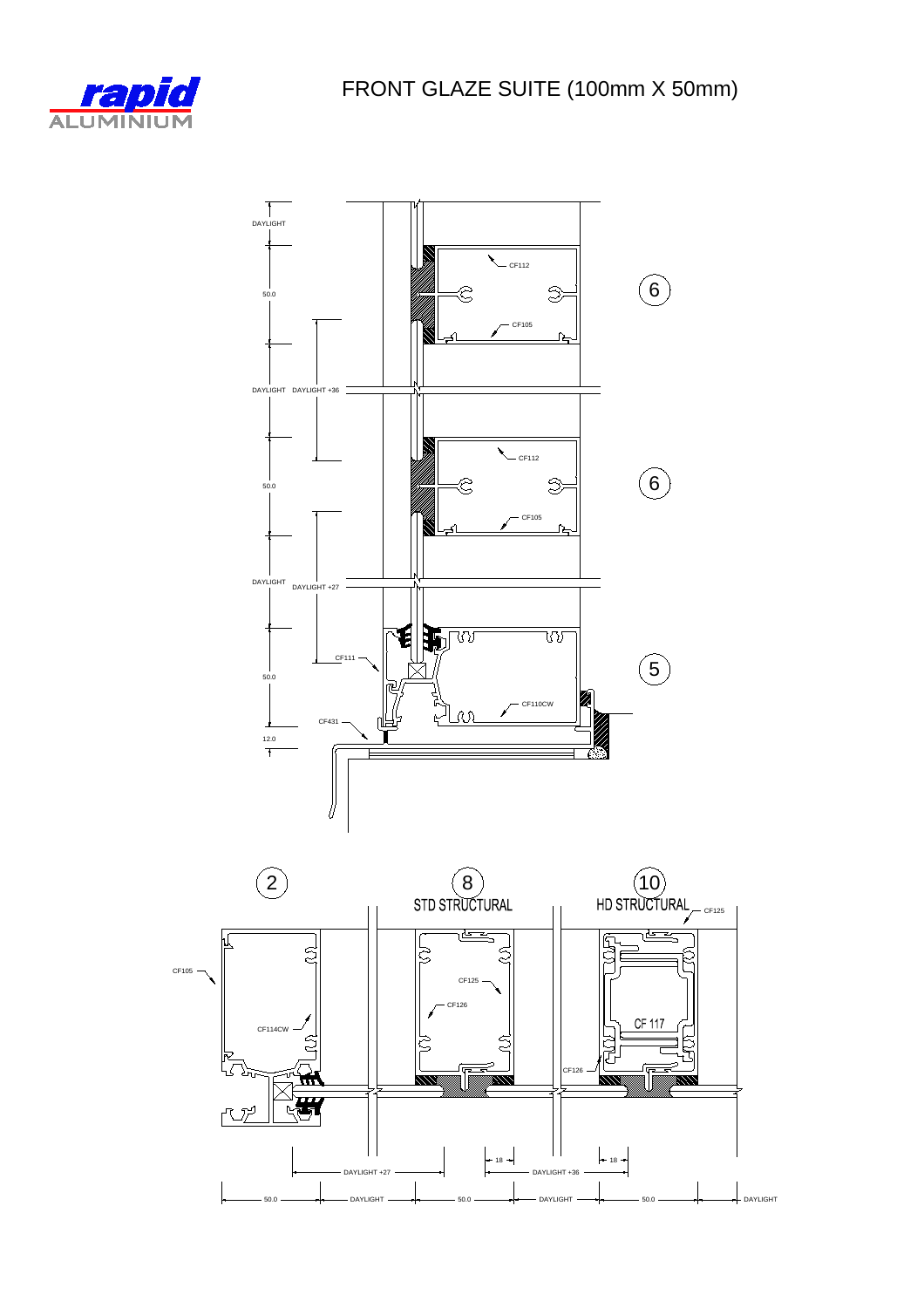# FRONT GLAZE SUITE (100mm X 50mm)

DAYLIGHT

50.0

CF112

CF105

6

DAYLIGHT DAYLIGHT +36

50.0

CF112

CF105

6

DAYLIGHT DAYLIGHT +27

CF111

50.0

CF110CW

5

CF431

12.0

2

CF105

CF114CW

8

STD STRUCTURAL

CF125

CF126

10

HD STRUCTURAL

CF125

CF 117

CF126

DAYLIGHT +27

18

DAYLIGHT +36

18

50.0 DAYLIGHT 50.0 DAYLIGHT 50.0 DAYLIGHT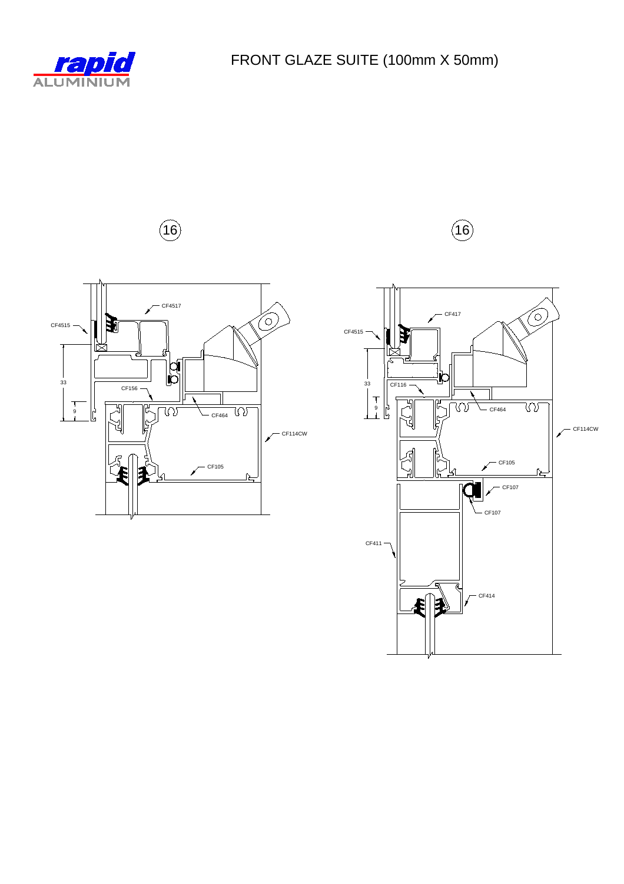# FRONT GLAZE SUITE (100mm X 50mm)

16

CF4517

CF4515

33

9

CF156

CF464

CF114CW

CF105

16

CF417

CF4515

33

9

CF116

CF464

CF114CW

CF105

CF107

CF107

CF411

CF414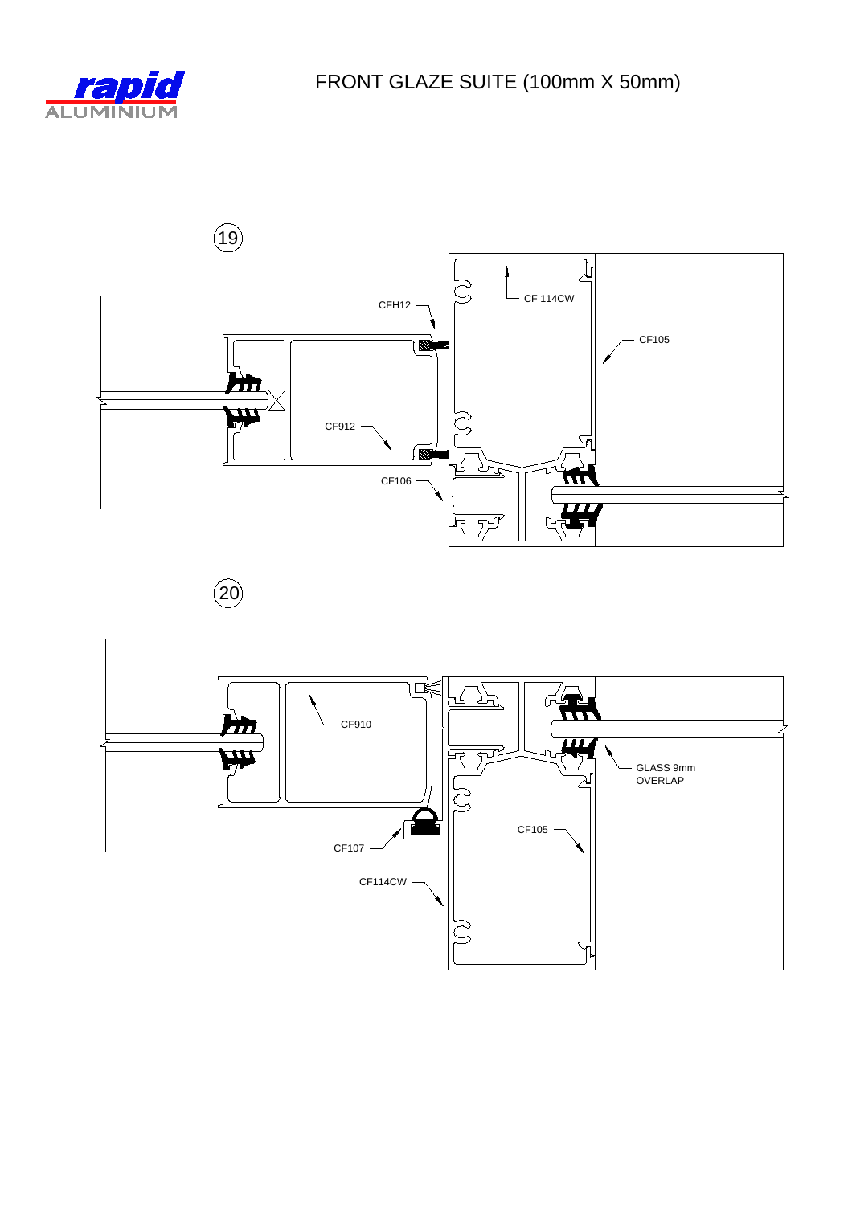FRONT GLAZE SUITE (100mm X 50mm)

19

CF 114CW

CFH12

CF105

CF912

CF106

20

CF910

GLASS 9mm
OVERLAP

CF105

CF107

CF114CW